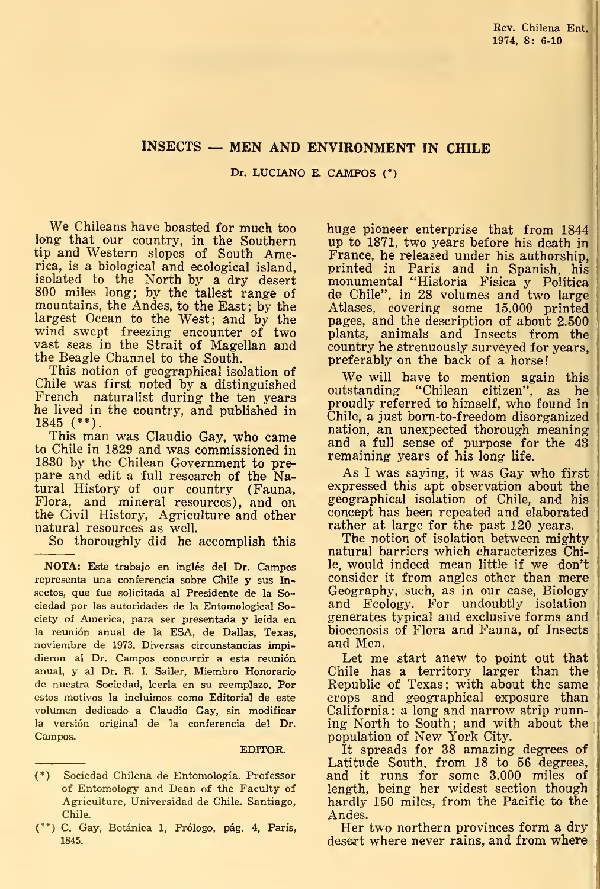# INSECTS — MEN AND ENVIRONMENT IN CHILE

Dr. LUCIANO E. CAMPOS (*)

We Chileans have boasted for much too long that our country, in the Southern tip and Western slopes of South America, is a biological and ecological island, isolated to the North by a dry desert 800 miles long; by the tallest range of mountains, the Andes, to the East; by the largest Ocean to the West; and by the wind swept freezing encounter of two vast seas in the Strait of Magellan and the Beagle Channel to the South.

This notion of geographical isolation of Chile was first noted by a distinguished French naturalist during the ten years he lived in the country, and published in 1845 (**).

This man was Claudio Gay, who came to Chile in 1829 and was commissioned in 1830 by the Chilean Government to prepare and edit a full research of the Natural History of our country (Fauna, Flora, and mineral resources), and on the Civil History, Agriculture and other natural resources as well.

So thoroughly did he accomplish this huge pioneer enterprise that from 1844 up to 1871, two years before his death in France, he released under his authorship, printed in Paris and in Spanish, his monumental "Historia Física y Política de Chile", in 28 volumes and two large Atlases, covering some 15.000 printed pages, and the description of about 2.500 plants, animals and Insects from the country he strenuously surveyed for years, preferably on the back of a horse!

We will have to mention again this outstanding "Chilean citizen", as he proudly referred to himself, who found in Chile, a just born-to-freedom disorganized nation, an unexpected thorough meaning and a full sense of purpose for the 43 remaining years of his long life.

As I was saying, it was Gay who first expressed this apt observation about the geographical isolation of Chile, and his concept has been repeated and elaborated rather at large for the past 120 years.

The notion of isolation between mighty natural barriers which characterizes Chile, would indeed mean little if we don't consider it from angles other than mere Geography, such, as in our case, Biology and Ecology. For undoubtly isolation generates typical and exclusive forms and biocenosis of Flora and Fauna, of Insects and Men.

Let me start anew to point out that Chile has a territory larger than the Republic of Texas; with about the same crops and geographical exposure than California: a long and narrow strip running North to South; and with about the population of New York City.

It spreads for 38 amazing degrees of Latitude South, from 18 to 56 degrees, and it runs for some 3.000 miles of length, being her widest section though hardly 150 miles, from the Pacific to the Andes.

Her two northern provinces form a dry desert where never rains, and from where

---

**NOTA:** Este trabajo en inglés del Dr. Campos representa una conferencia sobre Chile y sus Insectos, que fue solicitada al Presidente de la Sociedad por las autoridades de la Entomological Society of America, para ser presentada y leída en la reunión anual de la ESA, de Dallas, Texas, noviembre de 1973. Diversas circunstancias impidieron al Dr. Campos concurrir a esta reunión anual, y al Dr. R. I. Sailer, Miembro Honorario de nuestra Sociedad, leerla en su reemplazo. Por estos motivos la incluimos como Editorial de este volumen dedicado a Claudio Gay, sin modificar la versión original de la conferencia del Dr. Campos.

EDITOR.

---

(*) Sociedad Chilena de Entomología. Professor of Entomology and Dean of the Faculty of Agriculture, Universidad de Chile. Santiago, Chile.

(**) C. Gay, Botánica 1, Prólogo, pág. 4, París, 1845.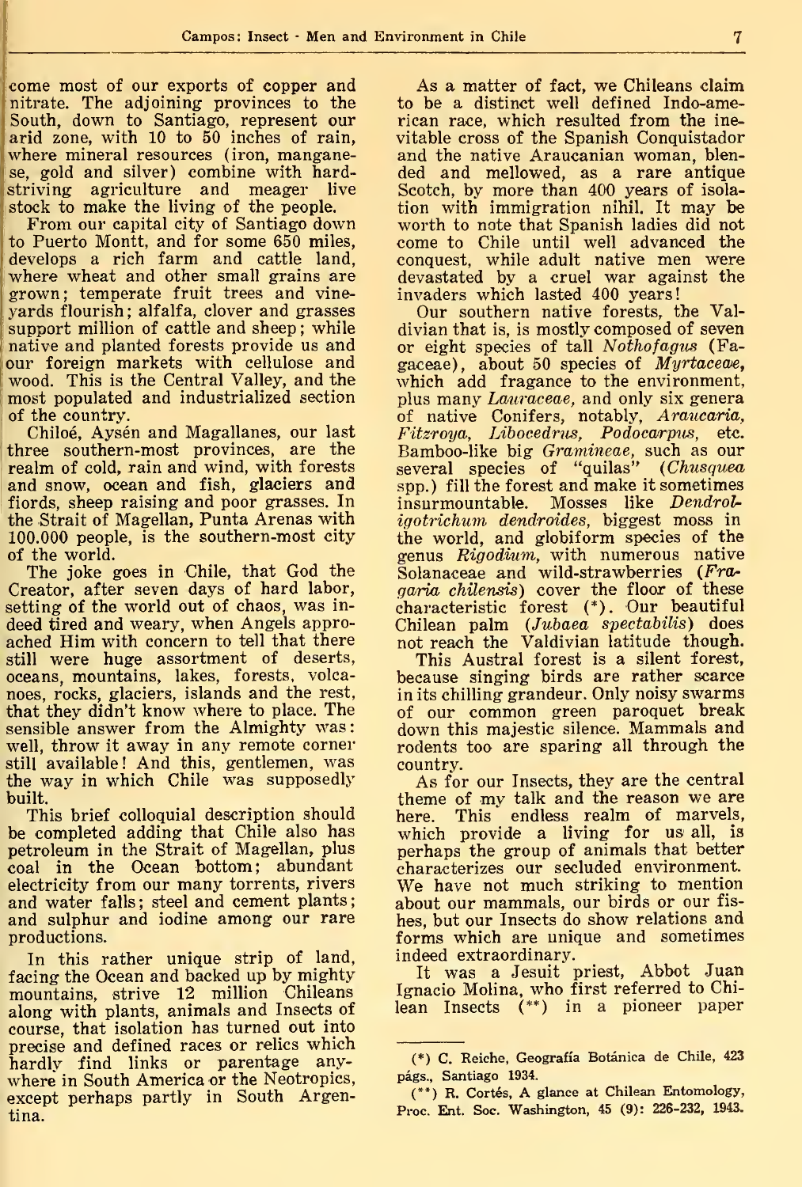come most of our exports of copper and nitrate. The adjoining provinces to the South, down to Santiago, represent our arid zone, with 10 to 50 inches of rain, where mineral resources (iron, manganese, gold and silver) combine with hard-striving agriculture and meager live stock to make the living of the people.

From our capital city of Santiago down to Puerto Montt, and for some 650 miles, develops a rich farm and cattle land, where wheat and other small grains are grown; temperate fruit trees and vineyards flourish; alfalfa, clover and grasses support million of cattle and sheep; while native and planted forests provide us and our foreign markets with cellulose and wood. This is the Central Valley, and the most populated and industrialized section of the country.

Chiloé, Aysén and Magallanes, our last three southern-most provinces, are the realm of cold, rain and wind, with forests and snow, ocean and fish, glaciers and fiords, sheep raising and poor grasses. In the Strait of Magellan, Punta Arenas with 100.000 people, is the southern-most city of the world.

The joke goes in Chile, that God the Creator, after seven days of hard labor, setting of the world out of chaos, was indeed tired and weary, when Angels approached Him with concern to tell that there still were huge assortment of deserts, oceans, mountains, lakes, forests, volcanoes, rocks, glaciers, islands and the rest, that they didn't know where to place. The sensible answer from the Almighty was: well, throw it away in any remote corner still available! And this, gentlemen, was the way in which Chile was supposedly built.

This brief colloquial description should be completed adding that Chile also has petroleum in the Strait of Magellan, plus coal in the Ocean bottom; abundant electricity from our many torrents, rivers and water falls; steel and cement plants; and sulphur and iodine among our rare productions.

In this rather unique strip of land, facing the Ocean and backed up by mighty mountains, strive 12 million Chileans along with plants, animals and Insects of course, that isolation has turned out into precise and defined races or relics which hardly find links or parentage anywhere in South America or the Neotropics, except perhaps partly in South Argentina.

As a matter of fact, we Chileans claim to be a distinct well defined Indo-american race, which resulted from the inevitable cross of the Spanish Conquistador and the native Araucanian woman, blended and mellowed, as a rare antique Scotch, by more than 400 years of isolation with immigration nihil. It may be worth to note that Spanish ladies did not come to Chile until well advanced the conquest, while adult native men were devastated by a cruel war against the invaders which lasted 400 years!

Our southern native forests, the Valdivian that is, is mostly composed of seven or eight species of tall *Nothofagus* (Fagaceae), about 50 species of *Myrtaceae*, which add fragance to the environment, plus many *Lauraceae*, and only six genera of native Conifers, notably, *Araucaria*, *Fitzroya*, *Libocedrus*, *Podocarpus*, etc. Bamboo-like big *Gramineae*, such as our several species of "quilas" (*Chusquea* spp.) fill the forest and make it sometimes insurmountable. Mosses like *Dendroligotrichum dendroides*, biggest moss in the world, and globiform species of the genus *Rigodium*, with numerous native Solanaceae and wild-strawberries (*Fragaria chilensis*) cover the floor of these characteristic forest (*). Our beautiful Chilean palm (*Jubaea spectabilis*) does not reach the Valdivian latitude though.

This Austral forest is a silent forest, because singing birds are rather scarce in its chilling grandeur. Only noisy swarms of our common green paroquet break down this majestic silence. Mammals and rodents too are sparing all through the country.

As for our Insects, they are the central theme of my talk and the reason we are here. This endless realm of marvels, which provide a living for us all, is perhaps the group of animals that better characterizes our secluded environment. We have not much striking to mention about our mammals, our birds or our fishes, but our Insects do show relations and forms which are unique and sometimes indeed extraordinary.

It was a Jesuit priest, Abbot Juan Ignacio Molina, who first referred to Chilean Insects (**) in a pioneer paper

---

(*) C. Reiche, Geografía Botánica de Chile, 423 págs., Santiago 1934.

(**) R. Cortés, A glance at Chilean Entomology, Proc. Ent. Soc. Washington, 45 (9): 226-232, 1943.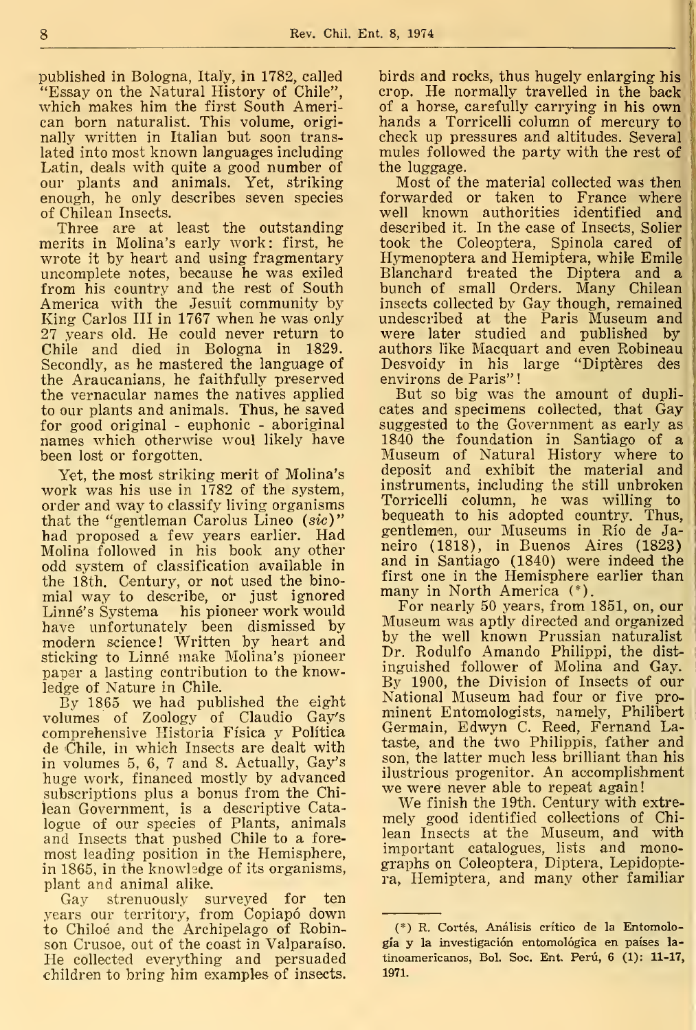published in Bologna, Italy, in 1782, called "Essay on the Natural History of Chile", which makes him the first South American born naturalist. This volume, originally written in Italian but soon translated into most known languages including Latin, deals with quite a good number of our plants and animals. Yet, striking enough, he only describes seven species of Chilean Insects.

Three are at least the outstanding merits in Molina's early work: first, he wrote it by heart and using fragmentary uncomplete notes, because he was exiled from his country and the rest of South America with the Jesuit community by King Carlos III in 1767 when he was only 27 years old. He could never return to Chile and died in Bologna in 1829. Secondly, as he mastered the language of the Araucanians, he faithfully preserved the vernacular names the natives applied to our plants and animals. Thus, he saved for good original - euphonic - aboriginal names which otherwise woul likely have been lost or forgotten.

Yet, the most striking merit of Molina's work was his use in 1782 of the system, order and way to classify living organisms that the "gentleman Carolus Lineo (*sic*)" had proposed a few years earlier. Had Molina followed in his book any other odd system of classification available in the 18th. Century, or not used the binomial way to describe, or just ignored Linné's Systema his pioneer work would have unfortunately been dismissed by modern science! Written by heart and sticking to Linné make Molina's pioneer paper a lasting contribution to the knowledge of Nature in Chile.

By 1865 we had published the eight volumes of Zoology of Claudio Gay's comprehensive Historia Física y Política de Chile, in which Insects are dealt with in volumes 5, 6, 7 and 8. Actually, Gay's huge work, financed mostly by advanced subscriptions plus a bonus from the Chilean Government, is a descriptive Catalogue of our species of Plants, animals and Insects that pushed Chile to a foremost leading position in the Hemisphere, in 1865, in the knowledge of its organisms, plant and animal alike.

Gay strenuously surveyed for ten years our territory, from Copiapó down to Chiloé and the Archipelago of Robinson Crusoe, out of the coast in Valparaíso. He collected everything and persuaded children to bring him examples of insects, birds and rocks, thus hugely enlarging his crop. He normally travelled in the back of a horse, carefully carrying in his own hands a Torricelli column of mercury to check up pressures and altitudes. Several mules followed the party with the rest of the luggage.

Most of the material collected was then forwarded or taken to France where well known authorities identified and described it. In the case of Insects, Solier took the Coleoptera, Spinola cared of Hymenoptera and Hemiptera, while Emile Blanchard treated the Diptera and a bunch of small Orders. Many Chilean insects collected by Gay though, remained undescribed at the Paris Museum and were later studied and published by authors like Macquart and even Robineau Desvoidy in his large "Diptères des environs de Paris"!

But so big was the amount of duplicates and specimens collected, that Gay suggested to the Government as early as 1840 the foundation in Santiago of a Museum of Natural History where to deposit and exhibit the material and instruments, including the still unbroken Torricelli column, he was willing to bequeath to his adopted country. Thus, gentlemen, our Museums in Río de Janeiro (1818), in Buenos Aires (1823) and in Santiago (1840) were indeed the first one in the Hemisphere earlier than many in North America (*).

For nearly 50 years, from 1851, on, our Museum was aptly directed and organized by the well known Prussian naturalist Dr. Rodulfo Amando Philippi, the distinguished follower of Molina and Gay. By 1900, the Division of Insects of our National Museum had four or five prominent Entomologists, namely, Philibert Germain, Edwyn C. Reed, Fernand Lataste, and the two Philippis, father and son, the latter much less brilliant than his ilustrious progenitor. An accomplishment we were never able to repeat again!

We finish the 19th. Century with extremely good identified collections of Chilean Insects at the Museum, and with important catalogues, lists and monographs on Coleoptera, Diptera, Lepidoptera, Hemiptera, and many other familiar

(*) R. Cortés, Análisis crítico de la Entomología y la investigación entomológica en países latinoamericanos, Bol. Soc. Ent. Perú, 6 (1): 11-17, 1971.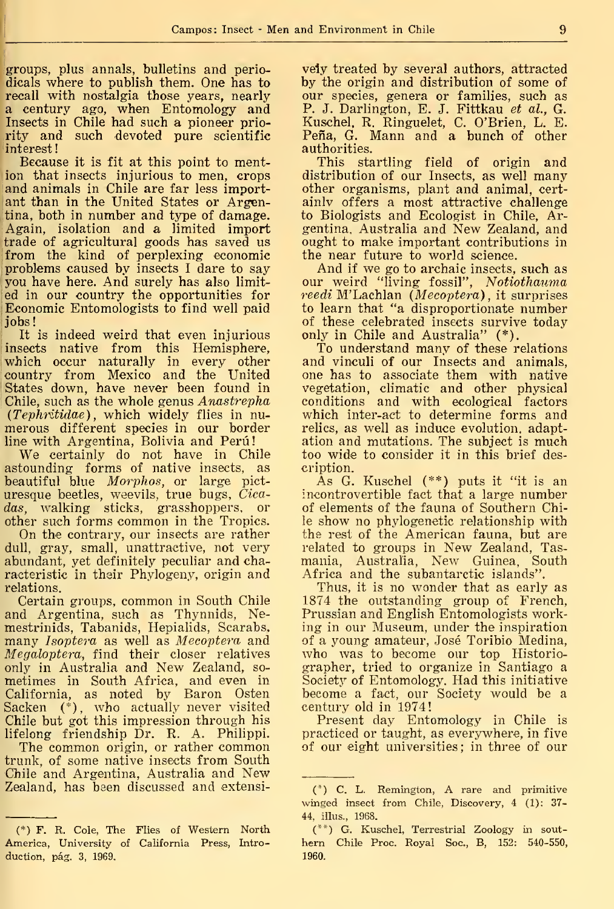groups, plus annals, bulletins and periodicals where to publish them. One has to recall with nostalgia those years, nearly a century ago, when Entomology and Insects in Chile had such a pioneer priority and such devoted pure scientific interest!

Because it is fit at this point to mention that insects injurious to men, crops and animals in Chile are far less important than in the United States or Argentina, both in number and type of damage. Again, isolation and a limited import trade of agricultural goods has saved us from the kind of perplexing economic problems caused by insects I dare to say you have here. And surely has also limited in our country the opportunities for Economic Entomologists to find well paid jobs!

It is indeed weird that even injurious insects native from this Hemisphere, which occur naturally in every other country from Mexico and the United States down, have never been found in Chile, such as the whole genus *Anastrepha* (*Tephritidae*), which widely flies in numerous different species in our border line with Argentina, Bolivia and Perú!

We certainly do not have in Chile astounding forms of native insects, as beautiful blue *Morphos*, or large picturesque beetles, weevils, true bugs, *Cicadas*, walking sticks, grasshoppers, or other such forms common in the Tropics.

On the contrary, our insects are rather dull, gray, small, unattractive, not very abundant, yet definitely peculiar and characteristic in their Phylogeny, origin and relations.

Certain groups, common in South Chile and Argentina, such as Thynnids, Nemestrinids, Tabanids, Hepialids, Scarabs, many *Isoptera* as well as *Mecoptera* and *Megaloptera*, find their closer relatives only in Australia and New Zealand, sometimes in South Africa, and even in California, as noted by Baron Osten Sacken (*), who actually never visited Chile but got this impression through his lifelong friendship Dr. R. A. Philippi.

The common origin, or rather common trunk, of some native insects from South Chile and Argentina, Australia and New Zealand, has been discussed and extensively treated by several authors, attracted by the origin and distribution of some of our species, genera or families, such as P. J. Darlington, E. J. Fittkau *et al.*, G. Kuschel, R. Ringuelet, C. O'Brien, L. E. Peña, G. Mann and a bunch of other authorities.

This startling field of origin and distribution of our Insects, as well many other organisms, plant and animal, certainly offers a most attractive challenge to Biologists and Ecologist in Chile, Argentina, Australia and New Zealand, and ought to make important contributions in the near future to world science.

And if we go to archaic insects, such as our weird "living fossil", *Notiothauma reedi* M'Lachlan (*Mecoptera*), it surprises to learn that "a disproportionate number of these celebrated insects survive today only in Chile and Australia" (*).

To understand many of these relations and vinculi of our Insects and animals, one has to associate them with native vegetation, climatic and other physical conditions and with ecological factors which inter-act to determine forms and relics, as well as induce evolution, adaptation and mutations. The subject is much too wide to consider it in this brief description.

As G. Kuschel (**) puts it "it is an incontrovertible fact that a large number of elements of the fauna of Southern Chile show no phylogenetic relationship with the rest of the American fauna, but are related to groups in New Zealand, Tasmania, Australia, New Guinea, South Africa and the subantarctic islands".

Thus, it is no wonder that as early as 1874 the outstanding group of French, Prussian and English Entomologists working in our Museum, under the inspiration of a young amateur, José Toribio Medina, who was to become our top Historiographer, tried to organize in Santiago a Society of Entomology. Had this initiative become a fact, our Society would be a century old in 1974!

Present day Entomology in Chile is practiced or taught, as everywhere, in five of our eight universities; in three of our

(*) F. R. Cole, The Flies of Western North America, University of California Press, Introduction, pág. 3, 1969.

(*) C. L. Remington, A rare and primitive winged insect from Chile, Discovery, 4 (1): 37-44, illus., 1968.

(**) G. Kuschel, Terrestrial Zoology in southern Chile Proc. Royal Soc., B, 152: 540-550, 1960.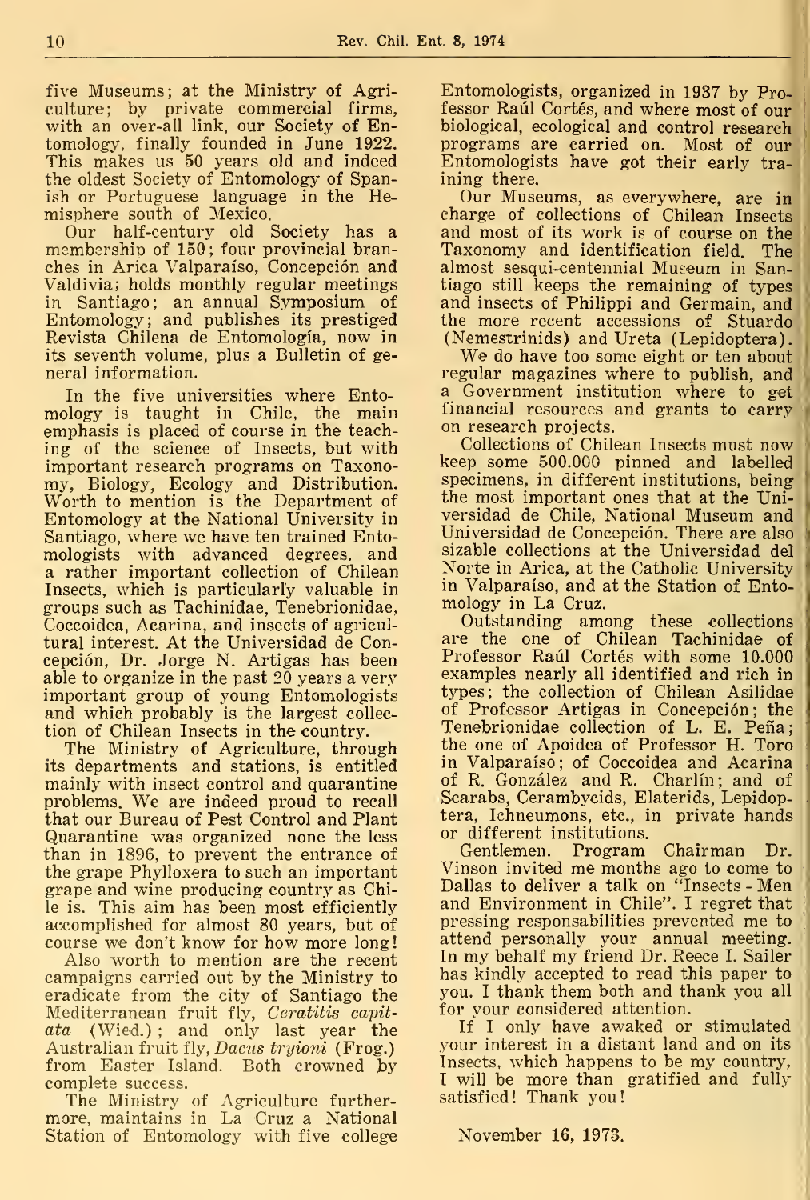five Museums; at the Ministry of Agriculture; by private commercial firms, with an over-all link, our Society of Entomology, finally founded in June 1922. This makes us 50 years old and indeed the oldest Society of Entomology of Spanish or Portuguese language in the Hemisphere south of Mexico.

Our half-century old Society has a membership of 150; four provincial branches in Arica Valparaíso, Concepción and Valdivia; holds monthly regular meetings in Santiago; an annual Symposium of Entomology; and publishes its prestiged Revista Chilena de Entomología, now in its seventh volume, plus a Bulletin of general information.

In the five universities where Entomology is taught in Chile, the main emphasis is placed of course in the teaching of the science of Insects, but with important research programs on Taxonomy, Biology, Ecology and Distribution. Worth to mention is the Department of Entomology at the National University in Santiago, where we have ten trained Entomologists with advanced degrees. and a rather important collection of Chilean Insects, which is particularly valuable in groups such as Tachinidae, Tenebrionidae, Coccoidea, Acarina, and insects of agricultural interest. At the Universidad de Concepción, Dr. Jorge N. Artigas has been able to organize in the past 20 years a very important group of young Entomologists and which probably is the largest collection of Chilean Insects in the country.

The Ministry of Agriculture, through its departments and stations, is entitled mainly with insect control and quarantine problems. We are indeed proud to recall that our Bureau of Pest Control and Plant Quarantine was organized none the less than in 1896, to prevent the entrance of the grape Phylloxera to such an important grape and wine producing country as Chile is. This aim has been most efficiently accomplished for almost 80 years, but of course we don't know for how more long!

Also worth to mention are the recent campaigns carried out by the Ministry to eradicate from the city of Santiago the Mediterranean fruit fly, *Ceratitis capitata* (Wied.); and only last year the Australian fruit fly, *Dacus tryioni* (Frog.) from Easter Island. Both crowned by complete success.

The Ministry of Agriculture furthermore, maintains in La Cruz a National Station of Entomology with five college Entomologists, organized in 1937 by Professor Raúl Cortés, and where most of our biological, ecological and control research programs are carried on. Most of our Entomologists have got their early training there.

Our Museums, as everywhere, are in charge of collections of Chilean Insects and most of its work is of course on the Taxonomy and identification field. The almost sesqui-centennial Museum in Santiago still keeps the remaining of types and insects of Philippi and Germain, and the more recent accessions of Stuardo (Nemestrinids) and Ureta (Lepidoptera).

We do have too some eight or ten about regular magazines where to publish, and a Government institution where to get financial resources and grants to carry on research projects.

Collections of Chilean Insects must now keep some 500.000 pinned and labelled specimens, in different institutions, being the most important ones that at the Universidad de Chile, National Museum and Universidad de Concepción. There are also sizable collections at the Universidad del Norte in Arica, at the Catholic University in Valparaíso, and at the Station of Entomology in La Cruz.

Outstanding among these collections are the one of Chilean Tachinidae of Professor Raúl Cortés with some 10.000 examples nearly all identified and rich in types; the collection of Chilean Asilidae of Professor Artigas in Concepción; the Tenebrionidae collection of L. E. Peña; the one of Apoidea of Professor H. Toro in Valparaíso; of Coccoidea and Acarina of R. González and R. Charlín; and of Scarabs, Cerambycids, Elaterids, Lepidoptera, Ichneumons, etc., in private hands or different institutions.

Gentlemen. Program Chairman Dr. Vinson invited me months ago to come to Dallas to deliver a talk on "Insects - Men and Environment in Chile". I regret that pressing responsabilities prevented me to attend personally your annual meeting. In my behalf my friend Dr. Reece I. Sailer has kindly accepted to read this paper to you. I thank them both and thank you all for your considered attention.

If I only have awaked or stimulated your interest in a distant land and on its Insects, which happens to be my country, I will be more than gratified and fully satisfied! Thank you!

November 16, 1973.